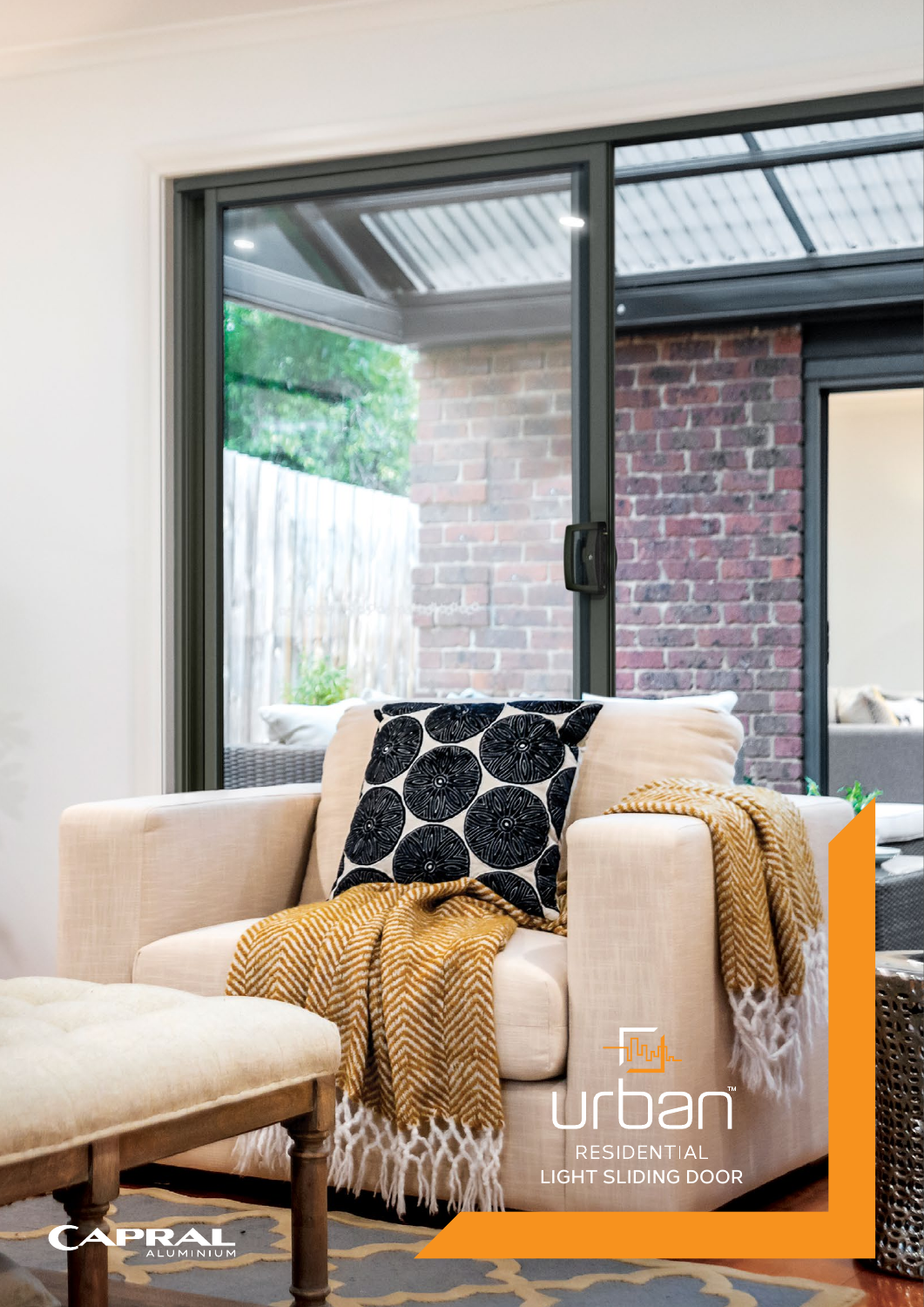# urban™

RESIDENTIAL
LIGHT SLIDING DOOR

CAPRAL ALUMINIUM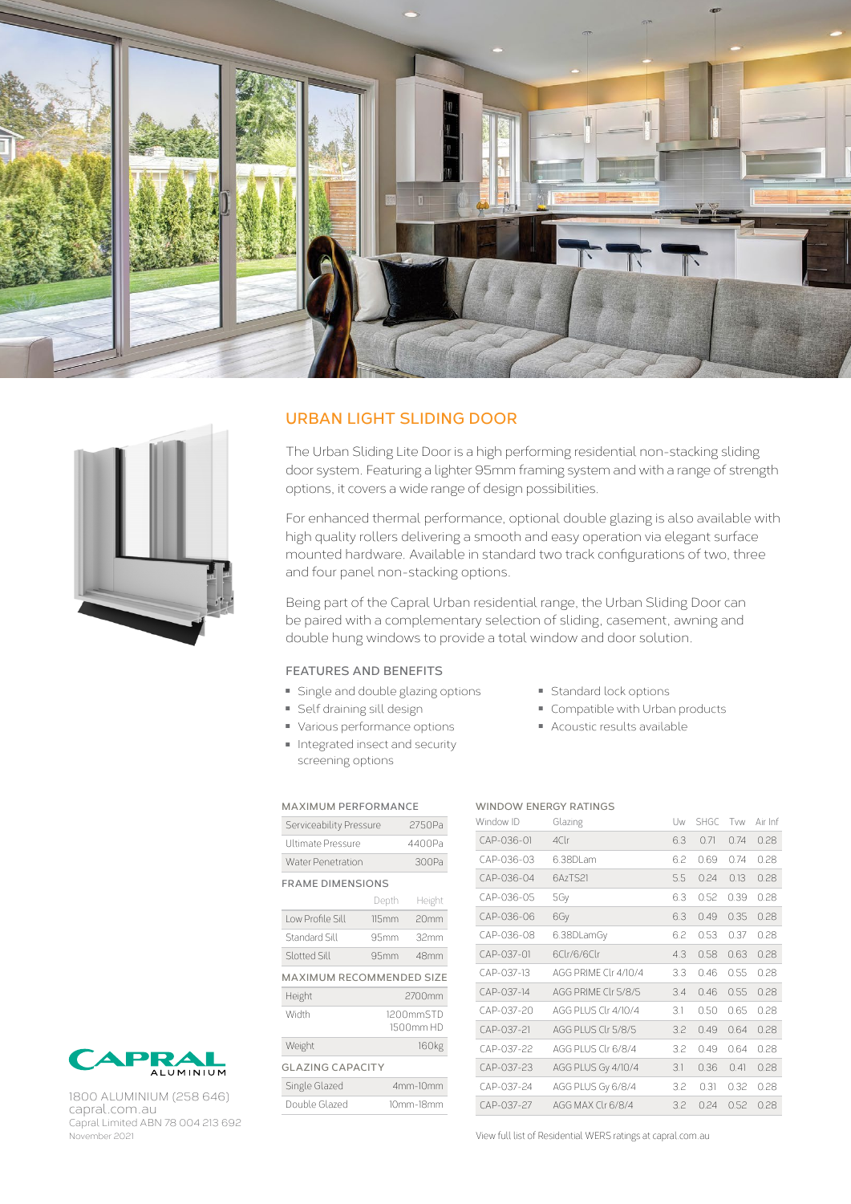## URBAN LIGHT SLIDING DOOR

The Urban Sliding Lite Door is a high performing residential non-stacking sliding door system. Featuring a lighter 95mm framing system and with a range of strength options, it covers a wide range of design possibilities.

For enhanced thermal performance, optional double glazing is also available with high quality rollers delivering a smooth and easy operation via elegant surface mounted hardware. Available in standard two track configurations of two, three and four panel non-stacking options.

Being part of the Capral Urban residential range, the Urban Sliding Door can be paired with a complementary selection of sliding, casement, awning and double hung windows to provide a total window and door solution.

### FEATURES AND BENEFITS

- Single and double glazing options
- Self draining sill design
- Various performance options
- Integrated insect and security screening options
- Standard lock options
- Compatible with Urban products
- Acoustic results available

### MAXIMUM PERFORMANCE

| | |
|---|---|
| Serviceability Pressure | 2750Pa |
| Ultimate Pressure | 4400Pa |
| Water Penetration | 300Pa |

### FRAME DIMENSIONS

| | Depth | Height |
|---|---|---|
| Low Profile Sill | 115mm | 20mm |
| Standard Sill | 95mm | 32mm |
| Slotted Sill | 95mm | 48mm |

### MAXIMUM RECOMMENDED SIZE

| | |
|---|---|
| Height | 2700mm |
| Width | 1200mmSTD 1500mm HD |
| Weight | 160kg |

### GLAZING CAPACITY

| | |
|---|---|
| Single Glazed | 4mm-10mm |
| Double Glazed | 10mm-18mm |

### WINDOW ENERGY RATINGS

| Window ID | Glazing | Uw | SHGC | Tvw | Air Inf |
|---|---|---|---|---|---|
| CAP-036-01 | 4Clr | 6.3 | 0.71 | 0.74 | 0.28 |
| CAP-036-03 | 6.38DLam | 6.2 | 0.69 | 0.74 | 0.28 |
| CAP-036-04 | 6AzTS21 | 5.5 | 0.24 | 0.13 | 0.28 |
| CAP-036-05 | 5Gy | 6.3 | 0.52 | 0.39 | 0.28 |
| CAP-036-06 | 6Gy | 6.3 | 0.49 | 0.35 | 0.28 |
| CAP-036-08 | 6.38DLamGy | 6.2 | 0.53 | 0.37 | 0.28 |
| CAP-037-01 | 6Clr/6/6Clr | 4.3 | 0.58 | 0.63 | 0.28 |
| CAP-037-13 | AGG PRIME Clr 4/10/4 | 3.3 | 0.46 | 0.55 | 0.28 |
| CAP-037-14 | AGG PRIME Clr 5/8/5 | 3.4 | 0.46 | 0.55 | 0.28 |
| CAP-037-20 | AGG PLUS Clr 4/10/4 | 3.1 | 0.50 | 0.65 | 0.28 |
| CAP-037-21 | AGG PLUS Clr 5/8/5 | 3.2 | 0.49 | 0.64 | 0.28 |
| CAP-037-22 | AGG PLUS Clr 6/8/4 | 3.2 | 0.49 | 0.64 | 0.28 |
| CAP-037-23 | AGG PLUS Gy 4/10/4 | 3.1 | 0.36 | 0.41 | 0.28 |
| CAP-037-24 | AGG PLUS Gy 6/8/4 | 3.2 | 0.31 | 0.32 | 0.28 |
| CAP-037-27 | AGG MAX Clr 6/8/4 | 3.2 | 0.24 | 0.52 | 0.28 |

View full list of Residential WERS ratings at capral.com.au

CAPRAL ALUMINIUM

1800 ALUMINIUM (258 646)
capral.com.au
Capral Limited ABN 78 004 213 692
November 2021